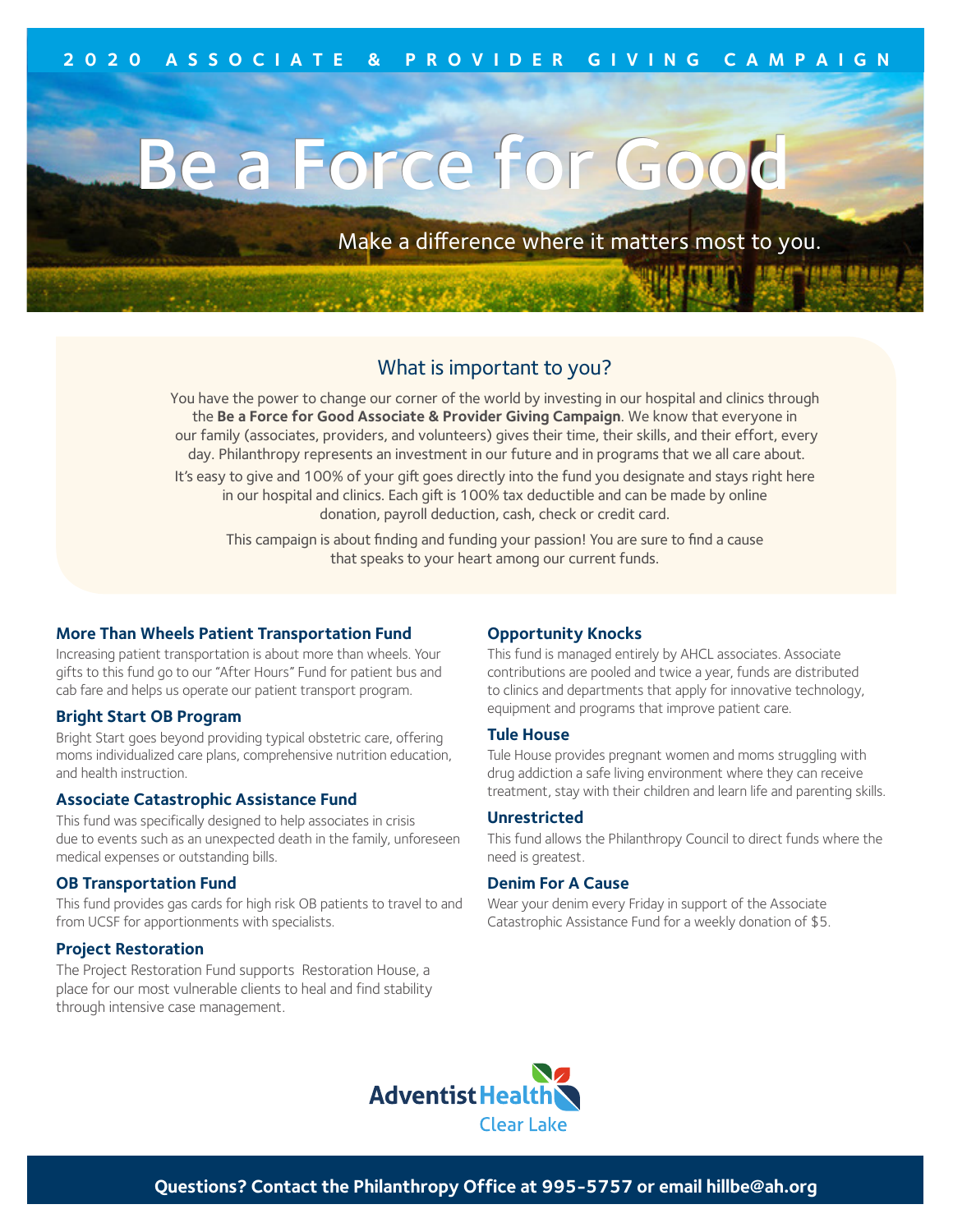2020 ASSOCIATE & PROVIDER GIVING CAMPAIGN

# Be a Force for Good

Make a difference where it matters most to you.

## What is important to you?

You have the power to change our corner of the world by investing in our hospital and clinics through the **Be a Force for Good Associate & Provider Giving Campaign**. We know that everyone in our family (associates, providers, and volunteers) gives their time, their skills, and their effort, every day. Philanthropy represents an investment in our future and in programs that we all care about.

It's easy to give and 100% of your gift goes directly into the fund you designate and stays right here in our hospital and clinics. Each gift is 100% tax deductible and can be made by online donation, payroll deduction, cash, check or credit card.

This campaign is about finding and funding your passion! You are sure to find a cause that speaks to your heart among our current funds.

### More Than Wheels Patient Transportation Fund

Increasing patient transportation is about more than wheels. Your gifts to this fund go to our "After Hours" Fund for patient bus and cab fare and helps us operate our patient transport program.

### Bright Start OB Program

Bright Start goes beyond providing typical obstetric care, offering moms individualized care plans, comprehensive nutrition education, and health instruction.

### Associate Catastrophic Assistance Fund

This fund was specifically designed to help associates in crisis due to events such as an unexpected death in the family, unforeseen medical expenses or outstanding bills.

### OB Transportation Fund

This fund provides gas cards for high risk OB patients to travel to and from UCSF for apportionments with specialists.

### Project Restoration

The Project Restoration Fund supports Restoration House, a place for our most vulnerable clients to heal and find stability through intensive case management.

### Opportunity Knocks

This fund is managed entirely by AHCL associates. Associate contributions are pooled and twice a year, funds are distributed to clinics and departments that apply for innovative technology, equipment and programs that improve patient care.

### Tule House

Tule House provides pregnant women and moms struggling with drug addiction a safe living environment where they can receive treatment, stay with their children and learn life and parenting skills.

### Unrestricted

This fund allows the Philanthropy Council to direct funds where the need is greatest.

### Denim For A Cause

Wear your denim every Friday in support of the Associate Catastrophic Assistance Fund for a weekly donation of $5.

Adventist Health Clear Lake

**Questions? Contact the Philanthropy Office at 995-5757 or email hillbe@ah.org**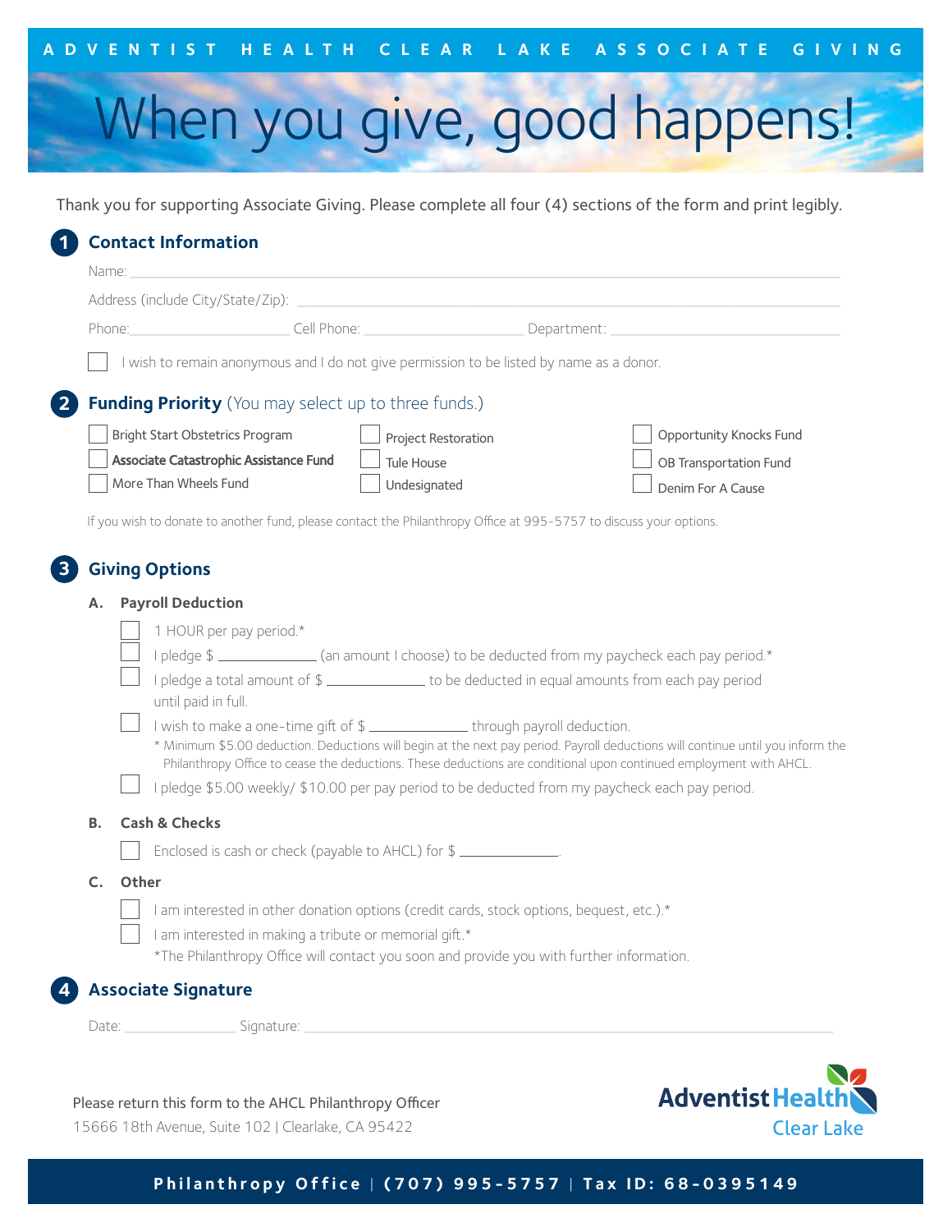ADVENTIST HEALTH CLEAR LAKE ASSOCIATE GIVING

# When you give, good happens!

Thank you for supporting Associate Giving. Please complete all four (4) sections of the form and print legibly.

## 1 Contact Information

Name: ____________________

Address (include City/State/Zip): ____________________

Phone: ____________ Cell Phone: ____________ Department: ____________

☐ I wish to remain anonymous and I do not give permission to be listed by name as a donor.

## 2 Funding Priority (You may select up to three funds.)

☐ Bright Start Obstetrics Program
☐ Associate Catastrophic Assistance Fund
☐ More Than Wheels Fund
☐ Project Restoration
☐ Tule House
☐ Undesignated
☐ Opportunity Knocks Fund
☐ OB Transportation Fund
☐ Denim For A Cause

If you wish to donate to another fund, please contact the Philanthropy Office at 995-5757 to discuss your options.

## 3 Giving Options

### A. Payroll Deduction

☐ 1 HOUR per pay period.*

☐ I pledge $ __________ (an amount I choose) to be deducted from my paycheck each pay period.*

☐ I pledge a total amount of $ __________ to be deducted in equal amounts from each pay period until paid in full.

☐ I wish to make a one-time gift of $ __________ through payroll deduction.

\* Minimum $5.00 deduction. Deductions will begin at the next pay period. Payroll deductions will continue until you inform the Philanthropy Office to cease the deductions. These deductions are conditional upon continued employment with AHCL.

☐ I pledge $5.00 weekly/ $10.00 per pay period to be deducted from my paycheck each pay period.

### B. Cash & Checks

☐ Enclosed is cash or check (payable to AHCL) for $ __________.

### C. Other

☐ I am interested in other donation options (credit cards, stock options, bequest, etc.).*

☐ I am interested in making a tribute or memorial gift.*

\*The Philanthropy Office will contact you soon and provide you with further information.

## 4 Associate Signature

Date: __________ Signature: ____________________

Please return this form to the AHCL Philanthropy Officer
15666 18th Avenue, Suite 102 | Clearlake, CA 95422

Adventist Health Clear Lake

Philanthropy Office | (707) 995-5757 | Tax ID: 68-0395149